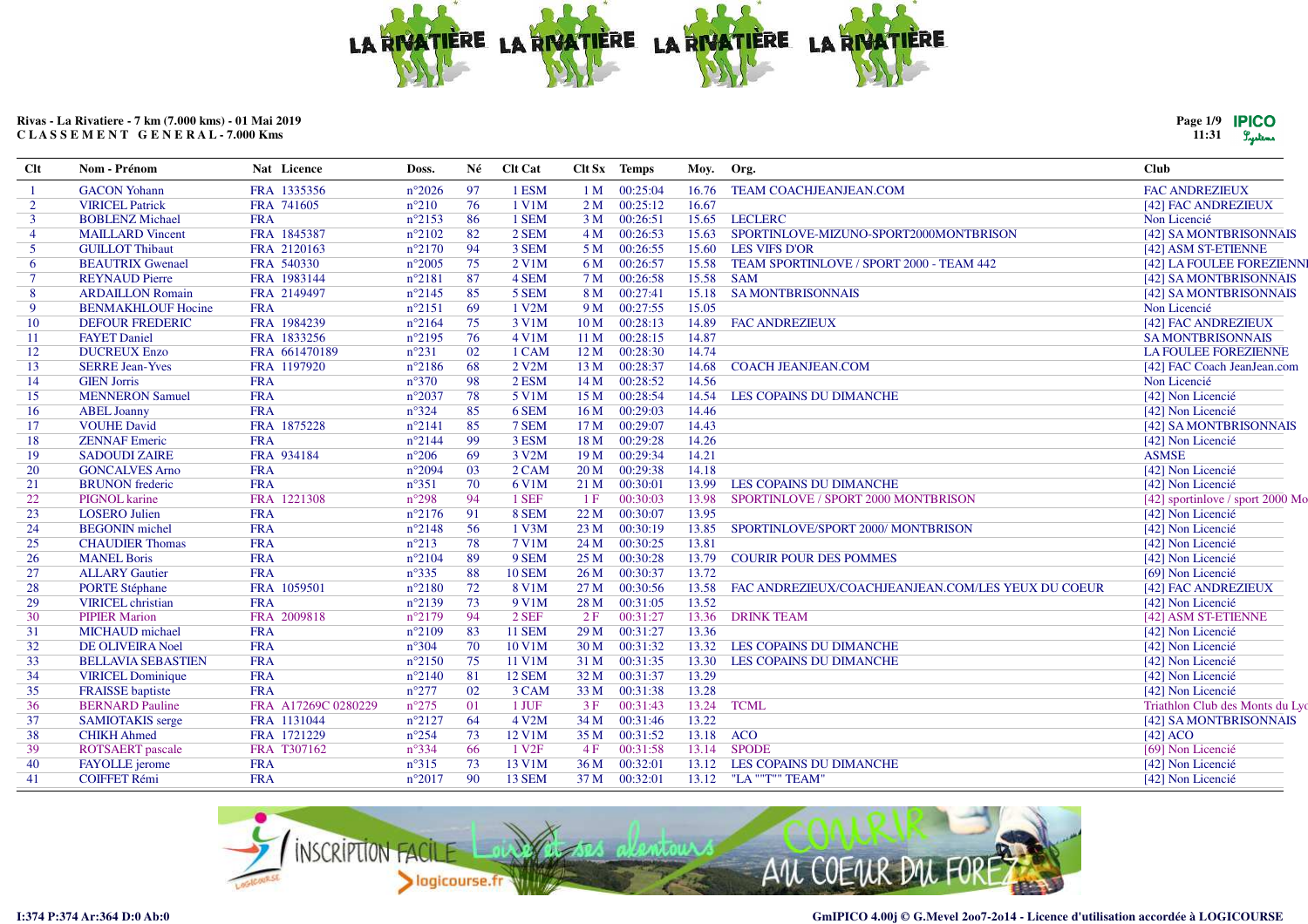Rivas - La Rivatiere - 7 km (7.000 kms) - 01 Mai 2019
CLASSEMENT GENERAL - 7.000 Kms

| Clt | Nom - Prénom | Nat | Licence | Doss. | Né | Clt Cat | Clt Sx | Temps | Moy. | Org. | Club |
|---|---|---|---|---|---|---|---|---|---|---|---|
| 1 | GACON Yohann | FRA | 1335356 | n°2026 | 97 | 1 ESM | 1 M | 00:25:04 | 16.76 | TEAM COACHJEANJEAN.COM | FAC ANDREZIEUX |
| 2 | VIRICEL Patrick | FRA | 741605 | n°210 | 76 | 1 V1M | 2 M | 00:25:12 | 16.67 | | [42] FAC ANDREZIEUX |
| 3 | BOBLENZ Michael | FRA | | n°2153 | 86 | 1 SEM | 3 M | 00:26:51 | 15.65 | LECLERC | Non Licencié |
| 4 | MAILLARD Vincent | FRA | 1845387 | n°2102 | 82 | 2 SEM | 4 M | 00:26:53 | 15.63 | SPORTINLOVE-MIZUNO-SPORT2000MONTBRISON | [42] SA MONTBRISONNAIS |
| 5 | GUILLOT Thibaut | FRA | 2120163 | n°2170 | 94 | 3 SEM | 5 M | 00:26:55 | 15.60 | LES VIFS D'OR | [42] ASM ST-ETIENNE |
| 6 | BEAUTRIX Gwenael | FRA | 540330 | n°2005 | 75 | 2 V1M | 6 M | 00:26:57 | 15.58 | TEAM SPORTINLOVE / SPORT 2000 - TEAM 442 | [42] LA FOULEE FOREZIENNE |
| 7 | REYNAUD Pierre | FRA | 1983144 | n°2181 | 87 | 4 SEM | 7 M | 00:26:58 | 15.58 | SAM | [42] SA MONTBRISONNAIS |
| 8 | ARDAILLON Romain | FRA | 2149497 | n°2145 | 85 | 5 SEM | 8 M | 00:27:41 | 15.18 | SA MONTBRISONNAIS | [42] SA MONTBRISONNAIS |
| 9 | BENMAKHLOUF Hocine | FRA | | n°2151 | 69 | 1 V2M | 9 M | 00:27:55 | 15.05 | | Non Licencié |
| 10 | DEFOUR FREDERIC | FRA | 1984239 | n°2164 | 75 | 3 V1M | 10 M | 00:28:13 | 14.89 | FAC ANDREZIEUX | [42] FAC ANDREZIEUX |
| 11 | FAYET Daniel | FRA | 1833256 | n°2195 | 76 | 4 V1M | 11 M | 00:28:15 | 14.87 | | SA MONTBRISONNAIS |
| 12 | DUCREUX Enzo | FRA | 661470189 | n°231 | 02 | 1 CAM | 12 M | 00:28:30 | 14.74 | | LA FOULEE FOREZIENNE |
| 13 | SERRE Jean-Yves | FRA | 1197920 | n°2186 | 68 | 2 V2M | 13 M | 00:28:37 | 14.68 | COACH JEANJEAN.COM | [42] FAC Coach JeanJean.com |
| 14 | GIEN Jorris | FRA | | n°370 | 98 | 2 ESM | 14 M | 00:28:52 | 14.56 | | Non Licencié |
| 15 | MENNERON Samuel | FRA | | n°2037 | 78 | 5 V1M | 15 M | 00:28:54 | 14.54 | LES COPAINS DU DIMANCHE | [42] Non Licencié |
| 16 | ABEL Joanny | FRA | | n°324 | 85 | 6 SEM | 16 M | 00:29:03 | 14.46 | | [42] Non Licencié |
| 17 | VOUHE David | FRA | 1875228 | n°2141 | 85 | 7 SEM | 17 M | 00:29:07 | 14.43 | | [42] SA MONTBRISONNAIS |
| 18 | ZENNAF Emeric | FRA | | n°2144 | 99 | 3 ESM | 18 M | 00:29:28 | 14.26 | | [42] Non Licencié |
| 19 | SADOUDI ZAIRE | FRA | 934184 | n°206 | 69 | 3 V2M | 19 M | 00:29:34 | 14.21 | | ASMSE |
| 20 | GONCALVES Arno | FRA | | n°2094 | 03 | 2 CAM | 20 M | 00:29:38 | 14.18 | | [42] Non Licencié |
| 21 | BRUNON frederic | FRA | | n°351 | 70 | 6 V1M | 21 M | 00:30:01 | 13.99 | LES COPAINS DU DIMANCHE | [42] Non Licencié |
| 22 | PIGNOL karine | FRA | 1221308 | n°298 | 94 | 1 SEF | 1 F | 00:30:03 | 13.98 | SPORTINLOVE / SPORT 2000 MONTBRISON | [42] sportinlove / sport 2000 Mo |
| 23 | LOSERO Julien | FRA | | n°2176 | 91 | 8 SEM | 22 M | 00:30:07 | 13.95 | | [42] Non Licencié |
| 24 | BEGONIN michel | FRA | | n°2148 | 56 | 1 V3M | 23 M | 00:30:19 | 13.85 | SPORTINLOVE/SPORT 2000/ MONTBRISON | [42] Non Licencié |
| 25 | CHAUDIER Thomas | FRA | | n°213 | 78 | 7 V1M | 24 M | 00:30:25 | 13.81 | | [42] Non Licencié |
| 26 | MANEL Boris | FRA | | n°2104 | 89 | 9 SEM | 25 M | 00:30:28 | 13.79 | COURIR POUR DES POMMES | [42] Non Licencié |
| 27 | ALLARY Gautier | FRA | | n°335 | 88 | 10 SEM | 26 M | 00:30:37 | 13.72 | | [69] Non Licencié |
| 28 | PORTE Stéphane | FRA | 1059501 | n°2180 | 72 | 8 V1M | 27 M | 00:30:56 | 13.58 | FAC ANDREZIEUX/COACHJEANJEAN.COM/LES YEUX DU COEUR | [42] FAC ANDREZIEUX |
| 29 | VIRICEL christian | FRA | | n°2139 | 73 | 9 V1M | 28 M | 00:31:05 | 13.52 | | [42] Non Licencié |
| 30 | PIPIER Marion | FRA | 2009818 | n°2179 | 94 | 2 SEF | 2 F | 00:31:27 | 13.36 | DRINK TEAM | [42] ASM ST-ETIENNE |
| 31 | MICHAUD michael | FRA | | n°2109 | 83 | 11 SEM | 29 M | 00:31:27 | 13.36 | | [42] Non Licencié |
| 32 | DE OLIVEIRA Noel | FRA | | n°304 | 70 | 10 V1M | 30 M | 00:31:32 | 13.32 | LES COPAINS DU DIMANCHE | [42] Non Licencié |
| 33 | BELLAVIA SEBASTIEN | FRA | | n°2150 | 75 | 11 V1M | 31 M | 00:31:35 | 13.30 | LES COPAINS DU DIMANCHE | [42] Non Licencié |
| 34 | VIRICEL Dominique | FRA | | n°2140 | 81 | 12 SEM | 32 M | 00:31:37 | 13.29 | | [42] Non Licencié |
| 35 | FRAISSE baptiste | FRA | | n°277 | 02 | 3 CAM | 33 M | 00:31:38 | 13.28 | | [42] Non Licencié |
| 36 | BERNARD Pauline | FRA | A17269C 0280229 | n°275 | 01 | 1 JUF | 3 F | 00:31:43 | 13.24 | TCML | Triathlon Club des Monts du Lyo |
| 37 | SAMIOTAKIS serge | FRA | 1131044 | n°2127 | 64 | 4 V2M | 34 M | 00:31:46 | 13.22 | | [42] SA MONTBRISONNAIS |
| 38 | CHIKH Ahmed | FRA | 1721229 | n°254 | 73 | 12 V1M | 35 M | 00:31:52 | 13.18 | ACO | [42] ACO |
| 39 | ROTSAERT pascale | FRA | T307162 | n°334 | 66 | 1 V2F | 4 F | 00:31:58 | 13.14 | SPODE | [69] Non Licencié |
| 40 | FAYOLLE jerome | FRA | | n°315 | 73 | 13 V1M | 36 M | 00:32:01 | 13.12 | LES COPAINS DU DIMANCHE | [42] Non Licencié |
| 41 | COIFFET Rémi | FRA | | n°2017 | 90 | 13 SEM | 37 M | 00:32:01 | 13.12 | "LA ""T"" TEAM" | [42] Non Licencié |

I:374 P:374 Ar:364 D:0 Ab:0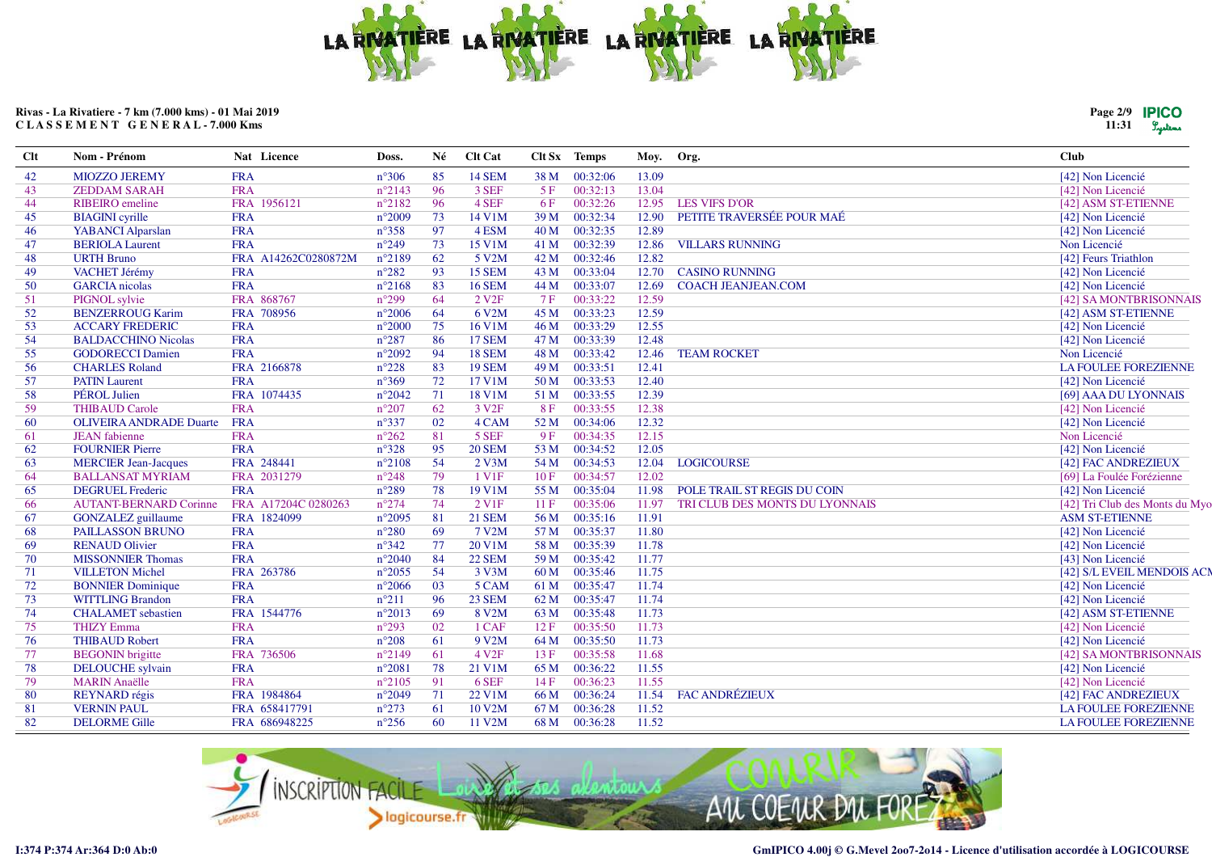Rivas - La Rivatiere - 7 km (7.000 kms) - 01 Mai 2019
C L A S S E M E N T   G E N E R A L - 7.000 Kms

| Clt | Nom - Prénom | Nat | Licence | Doss. | Né | Clt Cat | Clt Sx | Temps | Moy. | Org. | Club |
|---|---|---|---|---|---|---|---|---|---|---|---|
| 42 | MIOZZO JEREMY | FRA | | n°306 | 85 | 14 SEM | 38 M | 00:32:06 | 13.09 | | [42] Non Licencié |
| 43 | ZEDDAM SARAH | FRA | | n°2143 | 96 | 3 SEF | 5 F | 00:32:13 | 13.04 | | [42] Non Licencié |
| 44 | RIBEIRO emeline | FRA | 1956121 | n°2182 | 96 | 4 SEF | 6 F | 00:32:26 | 12.95 | LES VIFS D'OR | [42] ASM ST-ETIENNE |
| 45 | BIAGINI cyrille | FRA | | n°2009 | 73 | 14 V1M | 39 M | 00:32:34 | 12.90 | PETITE TRAVERSÉE POUR MAÉ | [42] Non Licencié |
| 46 | YABANCI Alparslan | FRA | | n°358 | 97 | 4 ESM | 40 M | 00:32:35 | 12.89 | | [42] Non Licencié |
| 47 | BERIOLA Laurent | FRA | | n°249 | 73 | 15 V1M | 41 M | 00:32:39 | 12.86 | VILLARS RUNNING | Non Licencié |
| 48 | URTH Bruno | FRA | A14262C0280872M | n°2189 | 62 | 5 V2M | 42 M | 00:32:46 | 12.82 | | [42] Feurs Triathlon |
| 49 | VACHET Jérémy | FRA | | n°282 | 93 | 15 SEM | 43 M | 00:33:04 | 12.70 | CASINO RUNNING | [42] Non Licencié |
| 50 | GARCIA nicolas | FRA | | n°2168 | 83 | 16 SEM | 44 M | 00:33:07 | 12.69 | COACH JEANJEAN.COM | [42] Non Licencié |
| 51 | PIGNOL sylvie | FRA | 868767 | n°299 | 64 | 2 V2F | 7 F | 00:33:22 | 12.59 | | [42] SA MONTBRISONNAIS |
| 52 | BENZERROUG Karim | FRA | 708956 | n°2006 | 64 | 6 V2M | 45 M | 00:33:23 | 12.59 | | [42] ASM ST-ETIENNE |
| 53 | ACCARY FREDERIC | FRA | | n°2000 | 75 | 16 V1M | 46 M | 00:33:29 | 12.55 | | [42] Non Licencié |
| 54 | BALDACCHINO Nicolas | FRA | | n°287 | 86 | 17 SEM | 47 M | 00:33:39 | 12.48 | | [42] Non Licencié |
| 55 | GODORECCI Damien | FRA | | n°2092 | 94 | 18 SEM | 48 M | 00:33:42 | 12.46 | TEAM ROCKET | Non Licencié |
| 56 | CHARLES Roland | FRA | 2166878 | n°228 | 83 | 19 SEM | 49 M | 00:33:51 | 12.41 | | LA FOULEE FOREZIENNE |
| 57 | PATIN Laurent | FRA | | n°369 | 72 | 17 V1M | 50 M | 00:33:53 | 12.40 | | [42] Non Licencié |
| 58 | PÉROL Julien | FRA | 1074435 | n°2042 | 71 | 18 V1M | 51 M | 00:33:55 | 12.39 | | [69] AAA DU LYONNAIS |
| 59 | THIBAUD Carole | FRA | | n°207 | 62 | 3 V2F | 8 F | 00:33:55 | 12.38 | | [42] Non Licencié |
| 60 | OLIVEIRA ANDRADE Duarte | FRA | | n°337 | 02 | 4 CAM | 52 M | 00:34:06 | 12.32 | | [42] Non Licencié |
| 61 | JEAN fabienne | FRA | | n°262 | 81 | 5 SEF | 9 F | 00:34:35 | 12.15 | | Non Licencié |
| 62 | FOURNIER Pierre | FRA | | n°328 | 95 | 20 SEM | 53 M | 00:34:52 | 12.05 | | [42] Non Licencié |
| 63 | MERCIER Jean-Jacques | FRA | 248441 | n°2108 | 54 | 2 V3M | 54 M | 00:34:53 | 12.04 | LOGICOURSE | [42] FAC ANDREZIEUX |
| 64 | BALLANSAT MYRIAM | FRA | 2031279 | n°248 | 79 | 1 V1F | 10 F | 00:34:57 | 12.02 | | [69] La Foulée Forézienne |
| 65 | DEGRUEL Frederic | FRA | | n°289 | 78 | 19 V1M | 55 M | 00:35:04 | 11.98 | POLE TRAIL ST REGIS DU COIN | [42] Non Licencié |
| 66 | AUTANT-BERNARD Corinne | FRA | A17204C 0280263 | n°274 | 74 | 2 V1F | 11 F | 00:35:06 | 11.97 | TRI CLUB DES MONTS DU LYONNAIS | [42] Tri Club des Monts du Myo |
| 67 | GONZALEZ guillaume | FRA | 1824099 | n°2095 | 81 | 21 SEM | 56 M | 00:35:16 | 11.91 | | ASM ST-ETIENNE |
| 68 | PAILLASSON BRUNO | FRA | | n°280 | 69 | 7 V2M | 57 M | 00:35:37 | 11.80 | | [42] Non Licencié |
| 69 | RENAUD Olivier | FRA | | n°342 | 77 | 20 V1M | 58 M | 00:35:39 | 11.78 | | [42] Non Licencié |
| 70 | MISSONNIER Thomas | FRA | | n°2040 | 84 | 22 SEM | 59 M | 00:35:42 | 11.77 | | [43] Non Licencié |
| 71 | VILLETON Michel | FRA | 263786 | n°2055 | 54 | 3 V3M | 60 M | 00:35:46 | 11.75 | | [42] S/L EVEIL MENDOIS ACN |
| 72 | BONNIER Dominique | FRA | | n°2066 | 03 | 5 CAM | 61 M | 00:35:47 | 11.74 | | [42] Non Licencié |
| 73 | WITTLING Brandon | FRA | | n°211 | 96 | 23 SEM | 62 M | 00:35:47 | 11.74 | | [42] Non Licencié |
| 74 | CHALAMET sebastien | FRA | 1544776 | n°2013 | 69 | 8 V2M | 63 M | 00:35:48 | 11.73 | | [42] ASM ST-ETIENNE |
| 75 | THIZY Emma | FRA | | n°293 | 02 | 1 CAF | 12 F | 00:35:50 | 11.73 | | [42] Non Licencié |
| 76 | THIBAUD Robert | FRA | | n°208 | 61 | 9 V2M | 64 M | 00:35:50 | 11.73 | | [42] Non Licencié |
| 77 | BEGONIN brigitte | FRA | 736506 | n°2149 | 61 | 4 V2F | 13 F | 00:35:58 | 11.68 | | [42] SA MONTBRISONNAIS |
| 78 | DELOUCHE sylvain | FRA | | n°2081 | 78 | 21 V1M | 65 M | 00:36:22 | 11.55 | | [42] Non Licencié |
| 79 | MARIN Anaëlle | FRA | | n°2105 | 91 | 6 SEF | 14 F | 00:36:23 | 11.55 | | [42] Non Licencié |
| 80 | REYNARD régis | FRA | 1984864 | n°2049 | 71 | 22 V1M | 66 M | 00:36:24 | 11.54 | FAC ANDRÉZIEUX | [42] FAC ANDREZIEUX |
| 81 | VERNIN PAUL | FRA | 658417791 | n°273 | 61 | 10 V2M | 67 M | 00:36:28 | 11.52 | | LA FOULEE FOREZIENNE |
| 82 | DELORME Gille | FRA | 686948225 | n°256 | 60 | 11 V2M | 68 M | 00:36:28 | 11.52 | | LA FOULEE FOREZIENNE |

I:374 P:374 Ar:364 D:0 Ab:0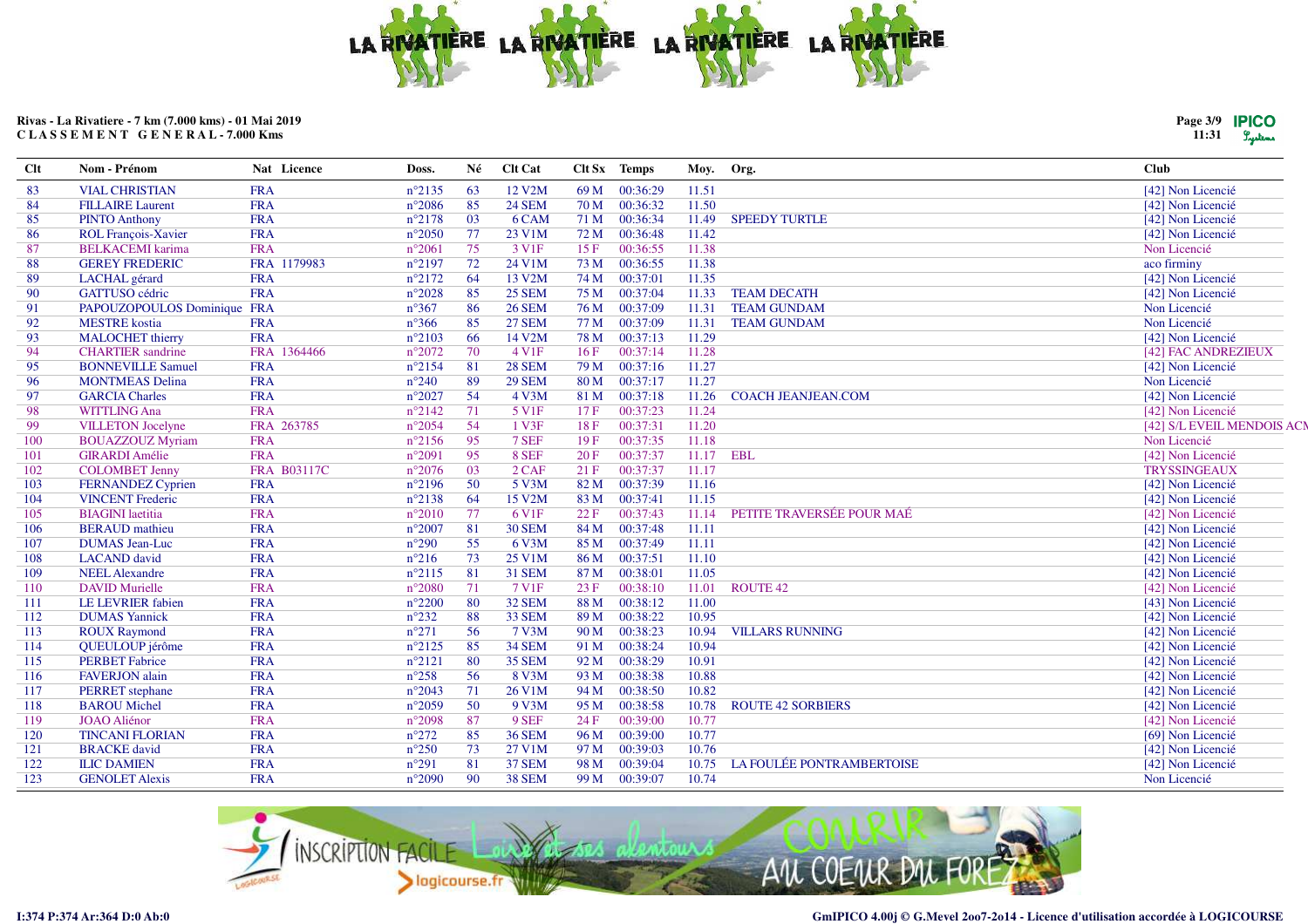Rivas - La Rivatiere - 7 km (7.000 kms) - 01 Mai 2019
CLASSEMENT GENERAL - 7.000 Kms

| Clt | Nom - Prénom | Nat | Licence | Doss. | Né | Clt Cat | Clt Sx | Temps | Moy. | Org. | Club |
|---|---|---|---|---|---|---|---|---|---|---|---|
| 83 | VIAL CHRISTIAN | FRA | | n°2135 | 63 | 12 V2M | 69 M | 00:36:29 | 11.51 | | [42] Non Licencié |
| 84 | FILLAIRE Laurent | FRA | | n°2086 | 85 | 24 SEM | 70 M | 00:36:32 | 11.50 | | [42] Non Licencié |
| 85 | PINTO Anthony | FRA | | n°2178 | 03 | 6 CAM | 71 M | 00:36:34 | 11.49 | SPEEDY TURTLE | [42] Non Licencié |
| 86 | ROL François-Xavier | FRA | | n°2050 | 77 | 23 V1M | 72 M | 00:36:48 | 11.42 | | [42] Non Licencié |
| 87 | BELKACEMI karima | FRA | | n°2061 | 75 | 3 V1F | 15 F | 00:36:55 | 11.38 | | Non Licencié |
| 88 | GEREY FREDERIC | FRA | 1179983 | n°2197 | 72 | 24 V1M | 73 M | 00:36:55 | 11.38 | | aco firminy |
| 89 | LACHAL gérard | FRA | | n°2172 | 64 | 13 V2M | 74 M | 00:37:01 | 11.35 | | [42] Non Licencié |
| 90 | GATTUSO cédric | FRA | | n°2028 | 85 | 25 SEM | 75 M | 00:37:04 | 11.33 | TEAM DECATH | [42] Non Licencié |
| 91 | PAPOUZOPOULOS Dominique | FRA | | n°367 | 86 | 26 SEM | 76 M | 00:37:09 | 11.31 | TEAM GUNDAM | Non Licencié |
| 92 | MESTRE kostia | FRA | | n°366 | 85 | 27 SEM | 77 M | 00:37:09 | 11.31 | TEAM GUNDAM | Non Licencié |
| 93 | MALOCHET thierry | FRA | | n°2103 | 66 | 14 V2M | 78 M | 00:37:13 | 11.29 | | [42] Non Licencié |
| 94 | CHARTIER sandrine | FRA | 1364466 | n°2072 | 70 | 4 V1F | 16 F | 00:37:14 | 11.28 | | [42] FAC ANDREZIEUX |
| 95 | BONNEVILLE Samuel | FRA | | n°2154 | 81 | 28 SEM | 79 M | 00:37:16 | 11.27 | | [42] Non Licencié |
| 96 | MONTMEAS Delina | FRA | | n°240 | 89 | 29 SEM | 80 M | 00:37:17 | 11.27 | | Non Licencié |
| 97 | GARCIA Charles | FRA | | n°2027 | 54 | 4 V3M | 81 M | 00:37:18 | 11.26 | COACH JEANJEAN.COM | [42] Non Licencié |
| 98 | WITTLING Ana | FRA | | n°2142 | 71 | 5 V1F | 17 F | 00:37:23 | 11.24 | | [42] Non Licencié |
| 99 | VILLETON Jocelyne | FRA | 263785 | n°2054 | 54 | 1 V3F | 18 F | 00:37:31 | 11.20 | | [42] S/L EVEIL MENDOIS ACN |
| 100 | BOUAZZOUZ Myriam | FRA | | n°2156 | 95 | 7 SEF | 19 F | 00:37:35 | 11.18 | | Non Licencié |
| 101 | GIRARDI Amélie | FRA | | n°2091 | 95 | 8 SEF | 20 F | 00:37:37 | 11.17 | EBL | [42] Non Licencié |
| 102 | COLOMBET Jenny | FRA | B03117C | n°2076 | 03 | 2 CAF | 21 F | 00:37:37 | 11.17 | | TRYSSINGEAUX |
| 103 | FERNANDEZ Cyprien | FRA | | n°2196 | 50 | 5 V3M | 82 M | 00:37:39 | 11.16 | | [42] Non Licencié |
| 104 | VINCENT Frederic | FRA | | n°2138 | 64 | 15 V2M | 83 M | 00:37:41 | 11.15 | | [42] Non Licencié |
| 105 | BIAGINI laetitia | FRA | | n°2010 | 77 | 6 V1F | 22 F | 00:37:43 | 11.14 | PETITE TRAVERSÉE POUR MAÉ | [42] Non Licencié |
| 106 | BERAUD mathieu | FRA | | n°2007 | 81 | 30 SEM | 84 M | 00:37:48 | 11.11 | | [42] Non Licencié |
| 107 | DUMAS Jean-Luc | FRA | | n°290 | 55 | 6 V3M | 85 M | 00:37:49 | 11.11 | | [42] Non Licencié |
| 108 | LACAND david | FRA | | n°216 | 73 | 25 V1M | 86 M | 00:37:51 | 11.10 | | [42] Non Licencié |
| 109 | NEEL Alexandre | FRA | | n°2115 | 81 | 31 SEM | 87 M | 00:38:01 | 11.05 | | [42] Non Licencié |
| 110 | DAVID Murielle | FRA | | n°2080 | 71 | 7 V1F | 23 F | 00:38:10 | 11.01 | ROUTE 42 | [42] Non Licencié |
| 111 | LE LEVRIER fabien | FRA | | n°2200 | 80 | 32 SEM | 88 M | 00:38:12 | 11.00 | | [43] Non Licencié |
| 112 | DUMAS Yannick | FRA | | n°232 | 88 | 33 SEM | 89 M | 00:38:22 | 10.95 | | [42] Non Licencié |
| 113 | ROUX Raymond | FRA | | n°271 | 56 | 7 V3M | 90 M | 00:38:23 | 10.94 | VILLARS RUNNING | [42] Non Licencié |
| 114 | QUEULOUP jérôme | FRA | | n°2125 | 85 | 34 SEM | 91 M | 00:38:24 | 10.94 | | [42] Non Licencié |
| 115 | PERBET Fabrice | FRA | | n°2121 | 80 | 35 SEM | 92 M | 00:38:29 | 10.91 | | [42] Non Licencié |
| 116 | FAVERJON alain | FRA | | n°258 | 56 | 8 V3M | 93 M | 00:38:38 | 10.88 | | [42] Non Licencié |
| 117 | PERRET stephane | FRA | | n°2043 | 71 | 26 V1M | 94 M | 00:38:50 | 10.82 | | [42] Non Licencié |
| 118 | BAROU Michel | FRA | | n°2059 | 50 | 9 V3M | 95 M | 00:38:58 | 10.78 | ROUTE 42 SORBIERS | [42] Non Licencié |
| 119 | JOAO Aliénor | FRA | | n°2098 | 87 | 9 SEF | 24 F | 00:39:00 | 10.77 | | [42] Non Licencié |
| 120 | TINCANI FLORIAN | FRA | | n°272 | 85 | 36 SEM | 96 M | 00:39:00 | 10.77 | | [69] Non Licencié |
| 121 | BRACKE david | FRA | | n°250 | 73 | 27 V1M | 97 M | 00:39:03 | 10.76 | | [42] Non Licencié |
| 122 | ILIC DAMIEN | FRA | | n°291 | 81 | 37 SEM | 98 M | 00:39:04 | 10.75 | LA FOULÉE PONTRAMBERTOISE | [42] Non Licencié |
| 123 | GENOLET Alexis | FRA | | n°2090 | 90 | 38 SEM | 99 M | 00:39:07 | 10.74 | | Non Licencié |

I:374 P:374 Ar:364 D:0 Ab:0

GmIPICO 4.00j © G.Mevel 2oo7-2o14 - Licence d'utilisation accordée à LOGICOURSE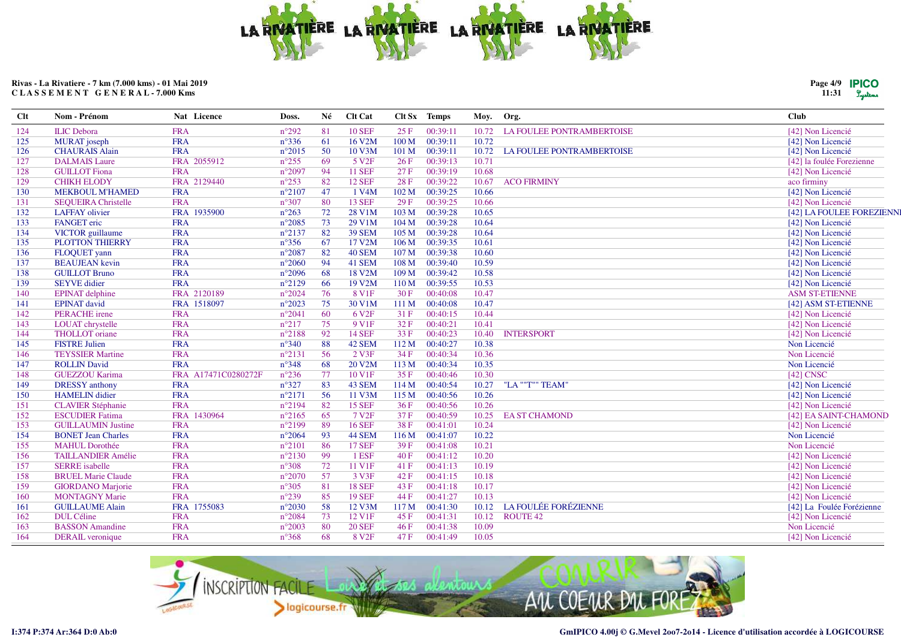Rivas - La Rivatiere - 7 km (7.000 kms) - 01 Mai 2019
C L A S S E M E N T   G E N E R A L - 7.000 Kms

| Clt | Nom - Prénom | Nat | Licence | Doss. | Né | Clt Cat | Clt Sx | Temps | Moy. | Org. | Club |
|---|---|---|---|---|---|---|---|---|---|---|---|
| 124 | ILIC Debora | FRA | | n°292 | 81 | 10 SEF | 25 F | 00:39:11 | 10.72 | LA FOULEE PONTRAMBERTOISE | [42] Non Licencié |
| 125 | MURAT joseph | FRA | | n°336 | 61 | 16 V2M | 100 M | 00:39:11 | 10.72 | | [42] Non Licencié |
| 126 | CHAURAIS Alain | FRA | | n°2015 | 50 | 10 V3M | 101 M | 00:39:11 | 10.72 | LA FOULEE PONTRAMBERTOISE | [42] Non Licencié |
| 127 | DALMAIS Laure | FRA | 2055912 | n°255 | 69 | 5 V2F | 26 F | 00:39:13 | 10.71 | | [42] la foulée Forezienne |
| 128 | GUILLOT Fiona | FRA | | n°2097 | 94 | 11 SEF | 27 F | 00:39:19 | 10.68 | | [42] Non Licencié |
| 129 | CHIKH ELODY | FRA | 2129440 | n°253 | 82 | 12 SEF | 28 F | 00:39:22 | 10.67 | ACO FIRMINY | aco firminy |
| 130 | MEKBOUL M'HAMED | FRA | | n°2107 | 47 | 1 V4M | 102 M | 00:39:25 | 10.66 | | [42] Non Licencié |
| 131 | SEQUEIRA Christelle | FRA | | n°307 | 80 | 13 SEF | 29 F | 00:39:25 | 10.66 | | [42] Non Licencié |
| 132 | LAFFAY olivier | FRA | 1935900 | n°263 | 72 | 28 V1M | 103 M | 00:39:28 | 10.65 | | [42] LA FOULEE FOREZIENNE |
| 133 | FANGET eric | FRA | | n°2085 | 73 | 29 V1M | 104 M | 00:39:28 | 10.64 | | [42] Non Licencié |
| 134 | VICTOR guillaume | FRA | | n°2137 | 82 | 39 SEM | 105 M | 00:39:28 | 10.64 | | [42] Non Licencié |
| 135 | PLOTTON THIERRY | FRA | | n°356 | 67 | 17 V2M | 106 M | 00:39:35 | 10.61 | | [42] Non Licencié |
| 136 | FLOQUET yann | FRA | | n°2087 | 82 | 40 SEM | 107 M | 00:39:38 | 10.60 | | [42] Non Licencié |
| 137 | BEAUJEAN kevin | FRA | | n°2060 | 94 | 41 SEM | 108 M | 00:39:40 | 10.59 | | [42] Non Licencié |
| 138 | GUILLOT Bruno | FRA | | n°2096 | 68 | 18 V2M | 109 M | 00:39:42 | 10.58 | | [42] Non Licencié |
| 139 | SEYVE didier | FRA | | n°2129 | 66 | 19 V2M | 110 M | 00:39:55 | 10.53 | | [42] Non Licencié |
| 140 | EPINAT delphine | FRA | 2120189 | n°2024 | 76 | 8 V1F | 30 F | 00:40:08 | 10.47 | | ASM ST-ETIENNE |
| 141 | EPINAT david | FRA | 1518097 | n°2023 | 75 | 30 V1M | 111 M | 00:40:08 | 10.47 | | [42] ASM ST-ETIENNE |
| 142 | PERACHE irene | FRA | | n°2041 | 60 | 6 V2F | 31 F | 00:40:15 | 10.44 | | [42] Non Licencié |
| 143 | LOUAT chrystelle | FRA | | n°217 | 75 | 9 V1F | 32 F | 00:40:21 | 10.41 | | [42] Non Licencié |
| 144 | THOLLOT oriane | FRA | | n°2188 | 92 | 14 SEF | 33 F | 00:40:23 | 10.40 | INTERSPORT | [42] Non Licencié |
| 145 | FISTRE Julien | FRA | | n°340 | 88 | 42 SEM | 112 M | 00:40:27 | 10.38 | | Non Licencié |
| 146 | TEYSSIER Martine | FRA | | n°2131 | 56 | 2 V3F | 34 F | 00:40:34 | 10.36 | | Non Licencié |
| 147 | ROLLIN David | FRA | | n°348 | 68 | 20 V2M | 113 M | 00:40:34 | 10.35 | | Non Licencié |
| 148 | GUEZZOU Karima | FRA | A17471C0280272F | n°236 | 77 | 10 V1F | 35 F | 00:40:46 | 10.30 | | [42] CNSC |
| 149 | DRESSY anthony | FRA | | n°327 | 83 | 43 SEM | 114 M | 00:40:54 | 10.27 | "LA ""T"" TEAM" | [42] Non Licencié |
| 150 | HAMELIN didier | FRA | | n°2171 | 56 | 11 V3M | 115 M | 00:40:56 | 10.26 | | [42] Non Licencié |
| 151 | CLAVIER Stéphanie | FRA | | n°2194 | 82 | 15 SEF | 36 F | 00:40:56 | 10.26 | | [42] Non Licencié |
| 152 | ESCUDIER Fatima | FRA | 1430964 | n°2165 | 65 | 7 V2F | 37 F | 00:40:59 | 10.25 | EA ST CHAMOND | [42] EA SAINT-CHAMOND |
| 153 | GUILLAUMIN Justine | FRA | | n°2199 | 89 | 16 SEF | 38 F | 00:41:01 | 10.24 | | [42] Non Licencié |
| 154 | BONET Jean Charles | FRA | | n°2064 | 93 | 44 SEM | 116 M | 00:41:07 | 10.22 | | Non Licencié |
| 155 | MAHUL Dorothée | FRA | | n°2101 | 86 | 17 SEF | 39 F | 00:41:08 | 10.21 | | Non Licencié |
| 156 | TAILLANDIER Amélie | FRA | | n°2130 | 99 | 1 ESF | 40 F | 00:41:12 | 10.20 | | [42] Non Licencié |
| 157 | SERRE isabelle | FRA | | n°308 | 72 | 11 V1F | 41 F | 00:41:13 | 10.19 | | [42] Non Licencié |
| 158 | BRUEL Marie Claude | FRA | | n°2070 | 57 | 3 V3F | 42 F | 00:41:15 | 10.18 | | [42] Non Licencié |
| 159 | GIORDANO Marjorie | FRA | | n°305 | 81 | 18 SEF | 43 F | 00:41:18 | 10.17 | | [42] Non Licencié |
| 160 | MONTAGNY Marie | FRA | | n°239 | 85 | 19 SEF | 44 F | 00:41:27 | 10.13 | | [42] Non Licencié |
| 161 | GUILLAUME Alain | FRA | 1755083 | n°2030 | 58 | 12 V3M | 117 M | 00:41:30 | 10.12 | LA FOULÉE FORÉZIENNE | [42] La Foulée Forézienne |
| 162 | DUL Céline | FRA | | n°2084 | 73 | 12 V1F | 45 F | 00:41:31 | 10.12 | ROUTE 42 | [42] Non Licencié |
| 163 | BASSON Amandine | FRA | | n°2003 | 80 | 20 SEF | 46 F | 00:41:38 | 10.09 | | Non Licencié |
| 164 | DERAIL veronique | FRA | | n°368 | 68 | 8 V2F | 47 F | 00:41:49 | 10.05 | | [42] Non Licencié |

I:374 P:374 Ar:364 D:0 Ab:0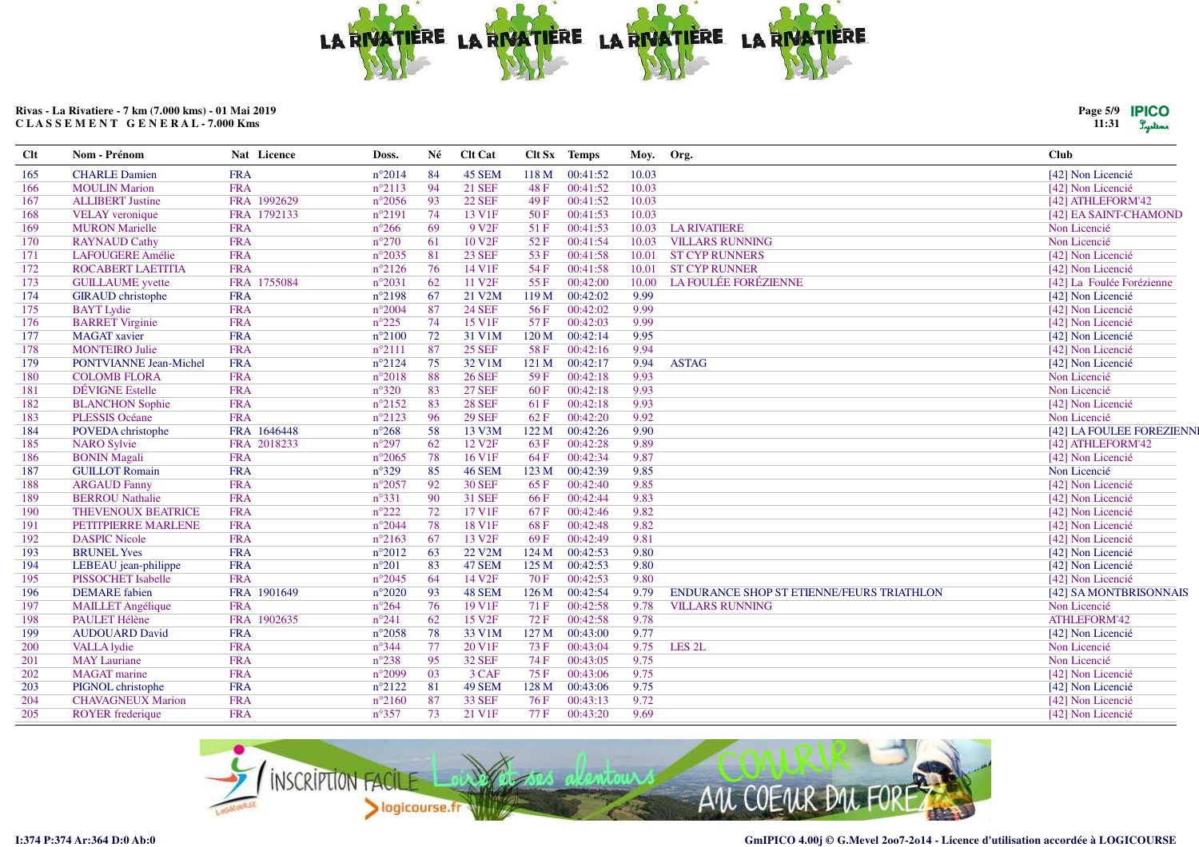Rivas - La Rivatiere - 7 km (7.000 kms) - 01 Mai 2019
CLASSEMENT GENERAL - 7.000 Kms

| Clt | Nom - Prénom | Nat | Licence | Doss. | Né | Clt Cat | Clt Sx | Temps | Moy. | Org. | Club |
|---|---|---|---|---|---|---|---|---|---|---|---|
| 165 | CHARLE Damien | FRA | | n°2014 | 84 | 45 SEM | 118 M | 00:41:52 | 10.03 | | [42] Non Licencié |
| 166 | MOULIN Marion | FRA | | n°2113 | 94 | 21 SEF | 48 F | 00:41:52 | 10.03 | | [42] Non Licencié |
| 167 | ALLIBERT Justine | FRA | 1992629 | n°2056 | 93 | 22 SEF | 49 F | 00:41:52 | 10.03 | | [42] ATHLEFORM'42 |
| 168 | VELAY veronique | FRA | 1792133 | n°2191 | 74 | 13 V1F | 50 F | 00:41:53 | 10.03 | | [42] EA SAINT-CHAMOND |
| 169 | MURON Marielle | FRA | | n°266 | 69 | 9 V2F | 51 F | 00:41:53 | 10.03 | LA RIVATIERE | Non Licencié |
| 170 | RAYNAUD Cathy | FRA | | n°270 | 61 | 10 V2F | 52 F | 00:41:54 | 10.03 | VILLARS RUNNING | Non Licencié |
| 171 | LAFOUGERE Amélie | FRA | | n°2035 | 81 | 23 SEF | 53 F | 00:41:58 | 10.01 | ST CYP RUNNERS | [42] Non Licencié |
| 172 | ROCABERT LAETITIA | FRA | | n°2126 | 76 | 14 V1F | 54 F | 00:41:58 | 10.01 | ST CYP RUNNER | [42] Non Licencié |
| 173 | GUILLAUME yvette | FRA | 1755084 | n°2031 | 62 | 11 V2F | 55 F | 00:42:00 | 10.00 | LA FOULÉE FORÉZIENNE | [42] La Foulée Forézienne |
| 174 | GIRAUD christophe | FRA | | n°2198 | 67 | 21 V2M | 119 M | 00:42:02 | 9.99 | | [42] Non Licencié |
| 175 | BAYT Lydie | FRA | | n°2004 | 87 | 24 SEF | 56 F | 00:42:02 | 9.99 | | [42] Non Licencié |
| 176 | BARRET Virginie | FRA | | n°225 | 74 | 15 V1F | 57 F | 00:42:03 | 9.99 | | [42] Non Licencié |
| 177 | MAGAT xavier | FRA | | n°2100 | 72 | 31 V1M | 120 M | 00:42:14 | 9.95 | | [42] Non Licencié |
| 178 | MONTEIRO Julie | FRA | | n°2111 | 87 | 25 SEF | 58 F | 00:42:16 | 9.94 | | [42] Non Licencié |
| 179 | PONTVIANNE Jean-Michel | FRA | | n°2124 | 75 | 32 V1M | 121 M | 00:42:17 | 9.94 | ASTAG | [42] Non Licencié |
| 180 | COLOMB FLORA | FRA | | n°2018 | 88 | 26 SEF | 59 F | 00:42:18 | 9.93 | | Non Licencié |
| 181 | DÉVIGNE Estelle | FRA | | n°320 | 83 | 27 SEF | 60 F | 00:42:18 | 9.93 | | Non Licencié |
| 182 | BLANCHON Sophie | FRA | | n°2152 | 83 | 28 SEF | 61 F | 00:42:18 | 9.93 | | [42] Non Licencié |
| 183 | PLESSIS Océane | FRA | | n°2123 | 96 | 29 SEF | 62 F | 00:42:20 | 9.92 | | Non Licencié |
| 184 | POVEDA christophe | FRA | 1646448 | n°268 | 58 | 13 V3M | 122 M | 00:42:26 | 9.90 | | [42] LA FOULEE FOREZIENNE |
| 185 | NARO Sylvie | FRA | 2018233 | n°297 | 62 | 12 V2F | 63 F | 00:42:28 | 9.89 | | [42] ATHLEFORM'42 |
| 186 | BONIN Magali | FRA | | n°2065 | 78 | 16 V1F | 64 F | 00:42:34 | 9.87 | | [42] Non Licencié |
| 187 | GUILLOT Romain | FRA | | n°329 | 85 | 46 SEM | 123 M | 00:42:39 | 9.85 | | Non Licencié |
| 188 | ARGAUD Fanny | FRA | | n°2057 | 92 | 30 SEF | 65 F | 00:42:40 | 9.85 | | [42] Non Licencié |
| 189 | BERROU Nathalie | FRA | | n°331 | 90 | 31 SEF | 66 F | 00:42:44 | 9.83 | | [42] Non Licencié |
| 190 | THEVENOUX BEATRICE | FRA | | n°222 | 72 | 17 V1F | 67 F | 00:42:46 | 9.82 | | [42] Non Licencié |
| 191 | PETITPIERRE MARLENE | FRA | | n°2044 | 78 | 18 V1F | 68 F | 00:42:48 | 9.82 | | [42] Non Licencié |
| 192 | DASPIC Nicole | FRA | | n°2163 | 67 | 13 V2F | 69 F | 00:42:49 | 9.81 | | [42] Non Licencié |
| 193 | BRUNEL Yves | FRA | | n°2012 | 63 | 22 V2M | 124 M | 00:42:53 | 9.80 | | [42] Non Licencié |
| 194 | LEBEAU jean-philippe | FRA | | n°201 | 83 | 47 SEM | 125 M | 00:42:53 | 9.80 | | [42] Non Licencié |
| 195 | PISSOCHET Isabelle | FRA | | n°2045 | 64 | 14 V2F | 70 F | 00:42:53 | 9.80 | | [42] Non Licencié |
| 196 | DEMARE fabien | FRA | 1901649 | n°2020 | 93 | 48 SEM | 126 M | 00:42:54 | 9.79 | ENDURANCE SHOP ST ETIENNE/FEURS TRIATHLON | [42] SA MONTBRISONNAIS |
| 197 | MAILLET Angélique | FRA | | n°264 | 76 | 19 V1F | 71 F | 00:42:58 | 9.78 | VILLARS RUNNING | Non Licencié |
| 198 | PAULET Hélène | FRA | 1902635 | n°241 | 62 | 15 V2F | 72 F | 00:42:58 | 9.78 | | ATHLEFORM'42 |
| 199 | AUDOUARD David | FRA | | n°2058 | 78 | 33 V1M | 127 M | 00:43:00 | 9.77 | | [42] Non Licencié |
| 200 | VALLA lydie | FRA | | n°344 | 77 | 20 V1F | 73 F | 00:43:04 | 9.75 | LES 2L | Non Licencié |
| 201 | MAY Lauriane | FRA | | n°238 | 95 | 32 SEF | 74 F | 00:43:05 | 9.75 | | Non Licencié |
| 202 | MAGAT marine | FRA | | n°2099 | 03 | 3 CAF | 75 F | 00:43:06 | 9.75 | | [42] Non Licencié |
| 203 | PIGNOL christophe | FRA | | n°2122 | 81 | 49 SEM | 128 M | 00:43:06 | 9.75 | | [42] Non Licencié |
| 204 | CHAVAGNEUX Marion | FRA | | n°2160 | 87 | 33 SEF | 76 F | 00:43:13 | 9.72 | | [42] Non Licencié |
| 205 | ROYER frederique | FRA | | n°357 | 73 | 21 V1F | 77 F | 00:43:20 | 9.69 | | [42] Non Licencié |

I:374 P:374 Ar:364 D:0 Ab:0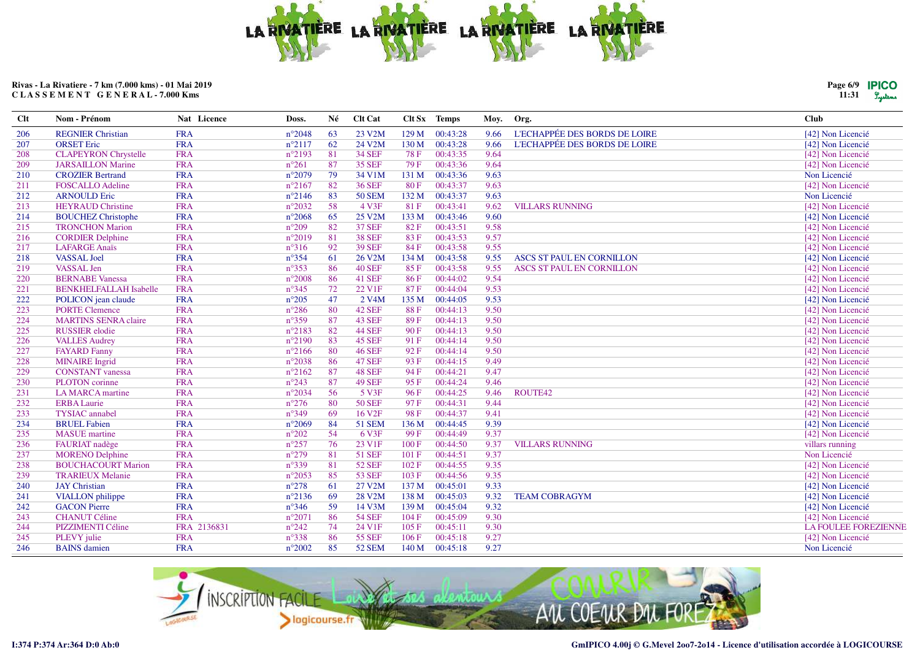Rivas - La Rivatiere - 7 km (7.000 kms) - 01 Mai 2019
C L A S S E M E N T   G E N E R A L - 7.000 Kms

| Clt | Nom - Prénom | Nat | Licence | Doss. | Né | Clt Cat | Clt Sx | Temps | Moy. | Org. | Club |
|---|---|---|---|---|---|---|---|---|---|---|---|
| 206 | REGNIER Christian | FRA | | n°2048 | 63 | 23 V2M | 129 M | 00:43:28 | 9.66 | L'ECHAPPÉE DES BORDS DE LOIRE | [42] Non Licencié |
| 207 | ORSET Eric | FRA | | n°2117 | 62 | 24 V2M | 130 M | 00:43:28 | 9.66 | L'ECHAPPÉE DES BORDS DE LOIRE | [42] Non Licencié |
| 208 | CLAPEYRON Chrystelle | FRA | | n°2193 | 81 | 34 SEF | 78 F | 00:43:35 | 9.64 | | [42] Non Licencié |
| 209 | JARSAILLON Marine | FRA | | n°261 | 87 | 35 SEF | 79 F | 00:43:36 | 9.64 | | [42] Non Licencié |
| 210 | CROZIER Bertrand | FRA | | n°2079 | 79 | 34 V1M | 131 M | 00:43:36 | 9.63 | | Non Licencié |
| 211 | FOSCALLO Adeline | FRA | | n°2167 | 82 | 36 SEF | 80 F | 00:43:37 | 9.63 | | [42] Non Licencié |
| 212 | ARNOULD Eric | FRA | | n°2146 | 83 | 50 SEM | 132 M | 00:43:37 | 9.63 | | Non Licencié |
| 213 | HEYRAUD Christine | FRA | | n°2032 | 58 | 4 V3F | 81 F | 00:43:41 | 9.62 | VILLARS RUNNING | [42] Non Licencié |
| 214 | BOUCHEZ Christophe | FRA | | n°2068 | 65 | 25 V2M | 133 M | 00:43:46 | 9.60 | | [42] Non Licencié |
| 215 | TRONCHON Marion | FRA | | n°209 | 82 | 37 SEF | 82 F | 00:43:51 | 9.58 | | [42] Non Licencié |
| 216 | CORDIER Delphine | FRA | | n°2019 | 81 | 38 SEF | 83 F | 00:43:53 | 9.57 | | [42] Non Licencié |
| 217 | LAFARGE Anaïs | FRA | | n°316 | 92 | 39 SEF | 84 F | 00:43:58 | 9.55 | | [42] Non Licencié |
| 218 | VASSAL Joel | FRA | | n°354 | 61 | 26 V2M | 134 M | 00:43:58 | 9.55 | ASCS ST PAUL EN CORNILLON | [42] Non Licencié |
| 219 | VASSAL Jen | FRA | | n°353 | 86 | 40 SEF | 85 F | 00:43:58 | 9.55 | ASCS ST PAUL EN CORNILLON | [42] Non Licencié |
| 220 | BERNABE Vanessa | FRA | | n°2008 | 86 | 41 SEF | 86 F | 00:44:02 | 9.54 | | [42] Non Licencié |
| 221 | BENKHELFALLAH Isabelle | FRA | | n°345 | 72 | 22 V1F | 87 F | 00:44:04 | 9.53 | | [42] Non Licencié |
| 222 | POLICON jean claude | FRA | | n°205 | 47 | 2 V4M | 135 M | 00:44:05 | 9.53 | | [42] Non Licencié |
| 223 | PORTE Clemence | FRA | | n°286 | 80 | 42 SEF | 88 F | 00:44:13 | 9.50 | | [42] Non Licencié |
| 224 | MARTINS SENRA claire | FRA | | n°359 | 87 | 43 SEF | 89 F | 00:44:13 | 9.50 | | [42] Non Licencié |
| 225 | RUSSIER elodie | FRA | | n°2183 | 82 | 44 SEF | 90 F | 00:44:13 | 9.50 | | [42] Non Licencié |
| 226 | VALLES Audrey | FRA | | n°2190 | 83 | 45 SEF | 91 F | 00:44:14 | 9.50 | | [42] Non Licencié |
| 227 | FAYARD Fanny | FRA | | n°2166 | 80 | 46 SEF | 92 F | 00:44:14 | 9.50 | | [42] Non Licencié |
| 228 | MINAIRE Ingrid | FRA | | n°2038 | 86 | 47 SEF | 93 F | 00:44:15 | 9.49 | | [42] Non Licencié |
| 229 | CONSTANT vanessa | FRA | | n°2162 | 87 | 48 SEF | 94 F | 00:44:21 | 9.47 | | [42] Non Licencié |
| 230 | PLOTON corinne | FRA | | n°243 | 87 | 49 SEF | 95 F | 00:44:24 | 9.46 | | [42] Non Licencié |
| 231 | LA MARCA martine | FRA | | n°2034 | 56 | 5 V3F | 96 F | 00:44:25 | 9.46 | ROUTE42 | [42] Non Licencié |
| 232 | ERBA Laurie | FRA | | n°276 | 80 | 50 SEF | 97 F | 00:44:31 | 9.44 | | [42] Non Licencié |
| 233 | TYSIAC annabel | FRA | | n°349 | 69 | 16 V2F | 98 F | 00:44:37 | 9.41 | | [42] Non Licencié |
| 234 | BRUEL Fabien | FRA | | n°2069 | 84 | 51 SEM | 136 M | 00:44:45 | 9.39 | | [42] Non Licencié |
| 235 | MASUE martine | FRA | | n°202 | 54 | 6 V3F | 99 F | 00:44:49 | 9.37 | | [42] Non Licencié |
| 236 | FAURIAT nadège | FRA | | n°257 | 76 | 23 V1F | 100 F | 00:44:50 | 9.37 | VILLARS RUNNING | villars running |
| 237 | MORENO Delphine | FRA | | n°279 | 81 | 51 SEF | 101 F | 00:44:51 | 9.37 | | Non Licencié |
| 238 | BOUCHACOURT Marion | FRA | | n°339 | 81 | 52 SEF | 102 F | 00:44:55 | 9.35 | | [42] Non Licencié |
| 239 | TRARIEUX Melanie | FRA | | n°2053 | 85 | 53 SEF | 103 F | 00:44:56 | 9.35 | | [42] Non Licencié |
| 240 | JAY Christian | FRA | | n°278 | 61 | 27 V2M | 137 M | 00:45:01 | 9.33 | | [42] Non Licencié |
| 241 | VIALLON philippe | FRA | | n°2136 | 69 | 28 V2M | 138 M | 00:45:03 | 9.32 | TEAM COBRAGYM | [42] Non Licencié |
| 242 | GACON Pierre | FRA | | n°346 | 59 | 14 V3M | 139 M | 00:45:04 | 9.32 | | [42] Non Licencié |
| 243 | CHANUT Céline | FRA | | n°2071 | 86 | 54 SEF | 104 F | 00:45:09 | 9.30 | | [42] Non Licencié |
| 244 | PIZZIMENTI Céline | FRA | 2136831 | n°242 | 74 | 24 V1F | 105 F | 00:45:11 | 9.30 | | LA FOULEE FOREZIENNE |
| 245 | PLEVY julie | FRA | | n°338 | 86 | 55 SEF | 106 F | 00:45:18 | 9.27 | | [42] Non Licencié |
| 246 | BAINS damien | FRA | | n°2002 | 85 | 52 SEM | 140 M | 00:45:18 | 9.27 | | Non Licencié |

I:374 P:374 Ar:364 D:0 Ab:0

GmIPICO 4.00j © G.Mevel 2oo7-2o14 - Licence d'utilisation accordée à LOGICOURSE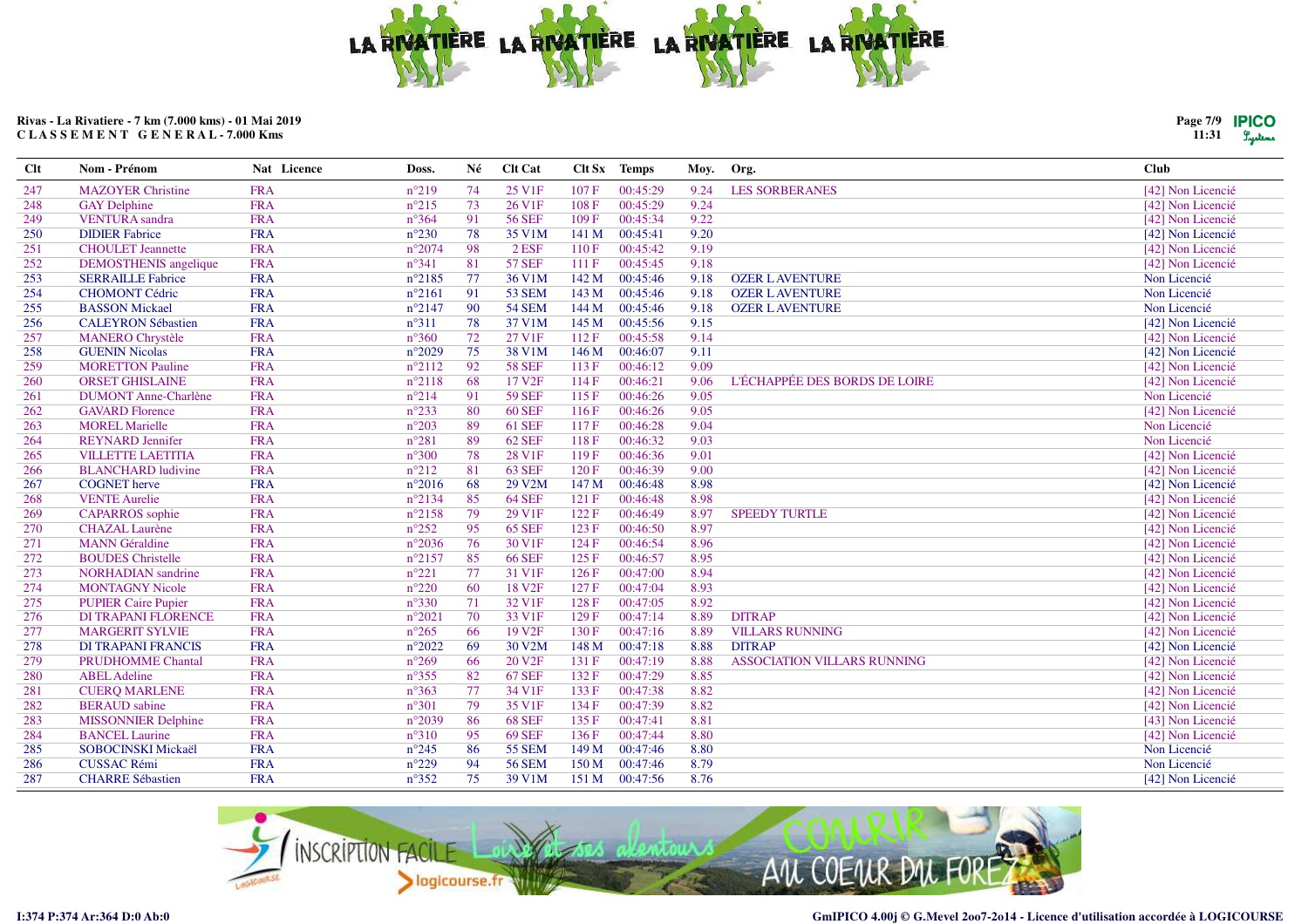Rivas - La Rivatiere - 7 km (7.000 kms) - 01 Mai 2019
**C L A S S E M E N T G E N E R A L - 7.000 Kms**

| Clt | Nom - Prénom | Nat | Licence | Doss. | Né | Clt Cat | Clt Sx | Temps | Moy. | Org. | Club |
|---|---|---|---|---|---|---|---|---|---|---|---|
| 247 | MAZOYER Christine | FRA | | n°219 | 74 | 25 V1F | 107 F | 00:45:29 | 9.24 | LES SORBERANES | [42] Non Licencié |
| 248 | GAY Delphine | FRA | | n°215 | 73 | 26 V1F | 108 F | 00:45:29 | 9.24 | | [42] Non Licencié |
| 249 | VENTURA sandra | FRA | | n°364 | 91 | 56 SEF | 109 F | 00:45:34 | 9.22 | | [42] Non Licencié |
| 250 | DIDIER Fabrice | FRA | | n°230 | 78 | 35 V1M | 141 M | 00:45:41 | 9.20 | | [42] Non Licencié |
| 251 | CHOULET Jeannette | FRA | | n°2074 | 98 | 2 ESF | 110 F | 00:45:42 | 9.19 | | [42] Non Licencié |
| 252 | DEMOSTHENIS angelique | FRA | | n°341 | 81 | 57 SEF | 111 F | 00:45:45 | 9.18 | | [42] Non Licencié |
| 253 | SERRAILLE Fabrice | FRA | | n°2185 | 77 | 36 V1M | 142 M | 00:45:46 | 9.18 | OZER L AVENTURE | Non Licencié |
| 254 | CHOMONT Cédric | FRA | | n°2161 | 91 | 53 SEM | 143 M | 00:45:46 | 9.18 | OZER L AVENTURE | Non Licencié |
| 255 | BASSON Mickael | FRA | | n°2147 | 90 | 54 SEM | 144 M | 00:45:46 | 9.18 | OZER L AVENTURE | Non Licencié |
| 256 | CALEYRON Sébastien | FRA | | n°311 | 78 | 37 V1M | 145 M | 00:45:56 | 9.15 | | [42] Non Licencié |
| 257 | MANERO Chrystèle | FRA | | n°360 | 72 | 27 V1F | 112 F | 00:45:58 | 9.14 | | [42] Non Licencié |
| 258 | GUENIN Nicolas | FRA | | n°2029 | 75 | 38 V1M | 146 M | 00:46:07 | 9.11 | | [42] Non Licencié |
| 259 | MORETTON Pauline | FRA | | n°2112 | 92 | 58 SEF | 113 F | 00:46:12 | 9.09 | | [42] Non Licencié |
| 260 | ORSET GHISLAINE | FRA | | n°2118 | 68 | 17 V2F | 114 F | 00:46:21 | 9.06 | L'ÉCHAPPÉE DES BORDS DE LOIRE | [42] Non Licencié |
| 261 | DUMONT Anne-Charlène | FRA | | n°214 | 91 | 59 SEF | 115 F | 00:46:26 | 9.05 | | Non Licencié |
| 262 | GAVARD Florence | FRA | | n°233 | 80 | 60 SEF | 116 F | 00:46:26 | 9.05 | | [42] Non Licencié |
| 263 | MOREL Marielle | FRA | | n°203 | 89 | 61 SEF | 117 F | 00:46:28 | 9.04 | | Non Licencié |
| 264 | REYNARD Jennifer | FRA | | n°281 | 89 | 62 SEF | 118 F | 00:46:32 | 9.03 | | Non Licencié |
| 265 | VILLETTE LAETITIA | FRA | | n°300 | 78 | 28 V1F | 119 F | 00:46:36 | 9.01 | | [42] Non Licencié |
| 266 | BLANCHARD ludivine | FRA | | n°212 | 81 | 63 SEF | 120 F | 00:46:39 | 9.00 | | [42] Non Licencié |
| 267 | COGNET herve | FRA | | n°2016 | 68 | 29 V2M | 147 M | 00:46:48 | 8.98 | | [42] Non Licencié |
| 268 | VENTE Aurelie | FRA | | n°2134 | 85 | 64 SEF | 121 F | 00:46:48 | 8.98 | | [42] Non Licencié |
| 269 | CAPARROS sophie | FRA | | n°2158 | 79 | 29 V1F | 122 F | 00:46:49 | 8.97 | SPEEDY TURTLE | [42] Non Licencié |
| 270 | CHAZAL Laurène | FRA | | n°252 | 95 | 65 SEF | 123 F | 00:46:50 | 8.97 | | [42] Non Licencié |
| 271 | MANN Géraldine | FRA | | n°2036 | 76 | 30 V1F | 124 F | 00:46:54 | 8.96 | | [42] Non Licencié |
| 272 | BOUDES Christelle | FRA | | n°2157 | 85 | 66 SEF | 125 F | 00:46:57 | 8.95 | | [42] Non Licencié |
| 273 | NORHADIAN sandrine | FRA | | n°221 | 77 | 31 V1F | 126 F | 00:47:00 | 8.94 | | [42] Non Licencié |
| 274 | MONTAGNY Nicole | FRA | | n°220 | 60 | 18 V2F | 127 F | 00:47:04 | 8.93 | | [42] Non Licencié |
| 275 | PUPIER Caire Pupier | FRA | | n°330 | 71 | 32 V1F | 128 F | 00:47:05 | 8.92 | | [42] Non Licencié |
| 276 | DI TRAPANI FLORENCE | FRA | | n°2021 | 70 | 33 V1F | 129 F | 00:47:14 | 8.89 | DITRAP | [42] Non Licencié |
| 277 | MARGERIT SYLVIE | FRA | | n°265 | 66 | 19 V2F | 130 F | 00:47:16 | 8.89 | VILLARS RUNNING | [42] Non Licencié |
| 278 | DI TRAPANI FRANCIS | FRA | | n°2022 | 69 | 30 V2M | 148 M | 00:47:18 | 8.88 | DITRAP | [42] Non Licencié |
| 279 | PRUDHOMME Chantal | FRA | | n°269 | 66 | 20 V2F | 131 F | 00:47:19 | 8.88 | ASSOCIATION VILLARS RUNNING | [42] Non Licencié |
| 280 | ABEL Adeline | FRA | | n°355 | 82 | 67 SEF | 132 F | 00:47:29 | 8.85 | | [42] Non Licencié |
| 281 | CUERQ MARLENE | FRA | | n°363 | 77 | 34 V1F | 133 F | 00:47:38 | 8.82 | | [42] Non Licencié |
| 282 | BERAUD sabine | FRA | | n°301 | 79 | 35 V1F | 134 F | 00:47:39 | 8.82 | | [42] Non Licencié |
| 283 | MISSONNIER Delphine | FRA | | n°2039 | 86 | 68 SEF | 135 F | 00:47:41 | 8.81 | | [43] Non Licencié |
| 284 | BANCEL Laurine | FRA | | n°310 | 95 | 69 SEF | 136 F | 00:47:44 | 8.80 | | [42] Non Licencié |
| 285 | SOBOCINSKI Mickaël | FRA | | n°245 | 86 | 55 SEM | 149 M | 00:47:46 | 8.80 | | Non Licencié |
| 286 | CUSSAC Rémi | FRA | | n°229 | 94 | 56 SEM | 150 M | 00:47:46 | 8.79 | | Non Licencié |
| 287 | CHARRE Sébastien | FRA | | n°352 | 75 | 39 V1M | 151 M | 00:47:56 | 8.76 | | [42] Non Licencié |

I:374 P:374 Ar:364 D:0 Ab:0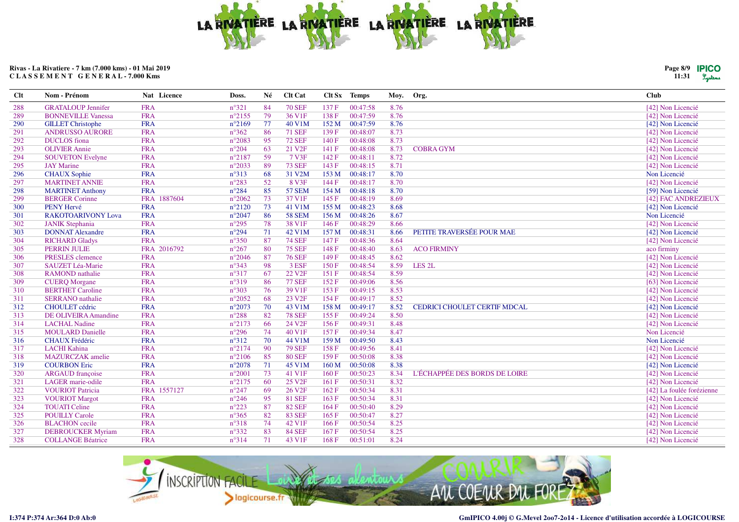Rivas - La Rivatiere - 7 km (7.000 kms) - 01 Mai 2019
C L A S S E M E N T G E N E R A L - 7.000 Kms

| Clt | Nom - Prénom | Nat | Licence | Doss. | Né | Clt Cat | Clt Sx | Temps | Moy. | Org. | Club |
|---|---|---|---|---|---|---|---|---|---|---|---|
| 288 | GRATALOUP Jennifer | FRA | | n°321 | 84 | 70 SEF | 137 F | 00:47:58 | 8.76 | | [42] Non Licencié |
| 289 | BONNEVILLE Vanessa | FRA | | n°2155 | 79 | 36 V1F | 138 F | 00:47:59 | 8.76 | | [42] Non Licencié |
| 290 | GILLET Christophe | FRA | | n°2169 | 77 | 40 V1M | 152 M | 00:47:59 | 8.76 | | [42] Non Licencié |
| 291 | ANDRUSSO AURORE | FRA | | n°362 | 86 | 71 SEF | 139 F | 00:48:07 | 8.73 | | [42] Non Licencié |
| 292 | DUCLOS fiona | FRA | | n°2083 | 95 | 72 SEF | 140 F | 00:48:08 | 8.73 | | [42] Non Licencié |
| 293 | OLIVIER Annie | FRA | | n°204 | 63 | 21 V2F | 141 F | 00:48:08 | 8.73 | COBRA GYM | [42] Non Licencié |
| 294 | SOUVETON Evelyne | FRA | | n°2187 | 59 | 7 V3F | 142 F | 00:48:11 | 8.72 | | [42] Non Licencié |
| 295 | JAY Marine | FRA | | n°2033 | 89 | 73 SEF | 143 F | 00:48:15 | 8.71 | | [42] Non Licencié |
| 296 | CHAUX Sophie | FRA | | n°313 | 68 | 31 V2M | 153 M | 00:48:17 | 8.70 | | Non Licencié |
| 297 | MARTINET ANNIE | FRA | | n°283 | 52 | 8 V3F | 144 F | 00:48:17 | 8.70 | | [42] Non Licencié |
| 298 | MARTINET Anthony | FRA | | n°284 | 85 | 57 SEM | 154 M | 00:48:18 | 8.70 | | [59] Non Licencié |
| 299 | BERGER Corinne | FRA | 1887604 | n°2062 | 73 | 37 V1F | 145 F | 00:48:19 | 8.69 | | [42] FAC ANDREZIEUX |
| 300 | PENY Hervé | FRA | | n°2120 | 73 | 41 V1M | 155 M | 00:48:23 | 8.68 | | [42] Non Licencié |
| 301 | RAKOTOARIVONY Lova | FRA | | n°2047 | 86 | 58 SEM | 156 M | 00:48:26 | 8.67 | | Non Licencié |
| 302 | JANIK Stephania | FRA | | n°295 | 78 | 38 V1F | 146 F | 00:48:29 | 8.66 | | [42] Non Licencié |
| 303 | DONNAT Alexandre | FRA | | n°294 | 71 | 42 V1M | 157 M | 00:48:31 | 8.66 | PETITE TRAVERSÉE POUR MAE | [42] Non Licencié |
| 304 | RICHARD Gladys | FRA | | n°350 | 87 | 74 SEF | 147 F | 00:48:36 | 8.64 | | [42] Non Licencié |
| 305 | PERRIN JULIE | FRA | 2016792 | n°267 | 80 | 75 SEF | 148 F | 00:48:40 | 8.63 | ACO FIRMINY | aco firminy |
| 306 | PRESLES clemence | FRA | | n°2046 | 87 | 76 SEF | 149 F | 00:48:45 | 8.62 | | [42] Non Licencié |
| 307 | SAUZET Léa-Marie | FRA | | n°343 | 98 | 3 ESF | 150 F | 00:48:54 | 8.59 | LES 2L | [42] Non Licencié |
| 308 | RAMOND nathalie | FRA | | n°317 | 67 | 22 V2F | 151 F | 00:48:54 | 8.59 | | [42] Non Licencié |
| 309 | CUERQ Morgane | FRA | | n°319 | 86 | 77 SEF | 152 F | 00:49:06 | 8.56 | | [63] Non Licencié |
| 310 | BERTHET Caroline | FRA | | n°303 | 76 | 39 V1F | 153 F | 00:49:15 | 8.53 | | [42] Non Licencié |
| 311 | SERRANO nathalie | FRA | | n°2052 | 68 | 23 V2F | 154 F | 00:49:17 | 8.52 | | [42] Non Licencié |
| 312 | CHOULET cédric | FRA | | n°2073 | 70 | 43 V1M | 158 M | 00:49:17 | 8.52 | CEDRICI CHOULET CERTIF MDCAL | [42] Non Licencié |
| 313 | DE OLIVEIRA Amandine | FRA | | n°288 | 82 | 78 SEF | 155 F | 00:49:24 | 8.50 | | [42] Non Licencié |
| 314 | LACHAL Nadine | FRA | | n°2173 | 66 | 24 V2F | 156 F | 00:49:31 | 8.48 | | [42] Non Licencié |
| 315 | MOULARD Danielle | FRA | | n°296 | 74 | 40 V1F | 157 F | 00:49:34 | 8.47 | | Non Licencié |
| 316 | CHAUX Frédéric | FRA | | n°312 | 70 | 44 V1M | 159 M | 00:49:50 | 8.43 | | Non Licencié |
| 317 | LACHI Kahina | FRA | | n°2174 | 90 | 79 SEF | 158 F | 00:49:56 | 8.41 | | [42] Non Licencié |
| 318 | MAZURCZAK amelie | FRA | | n°2106 | 85 | 80 SEF | 159 F | 00:50:08 | 8.38 | | [42] Non Licencié |
| 319 | COURBON Eric | FRA | | n°2078 | 71 | 45 V1M | 160 M | 00:50:08 | 8.38 | | [42] Non Licencié |
| 320 | ARGAUD françoise | FRA | | n°2001 | 73 | 41 V1F | 160 F | 00:50:23 | 8.34 | L'ÉCHAPPÉE DES BORDS DE LOIRE | [42] Non Licencié |
| 321 | LAGER marie-odile | FRA | | n°2175 | 60 | 25 V2F | 161 F | 00:50:31 | 8.32 | | [42] Non Licencié |
| 322 | VOURIOT Patricia | FRA | 1557127 | n°247 | 69 | 26 V2F | 162 F | 00:50:34 | 8.31 | | [42] La foulée forézienne |
| 323 | VOURIOT Margot | FRA | | n°246 | 95 | 81 SEF | 163 F | 00:50:34 | 8.31 | | [42] Non Licencié |
| 324 | TOUATI Celine | FRA | | n°223 | 87 | 82 SEF | 164 F | 00:50:40 | 8.29 | | [42] Non Licencié |
| 325 | POUILLY Carole | FRA | | n°365 | 82 | 83 SEF | 165 F | 00:50:47 | 8.27 | | [42] Non Licencié |
| 326 | BLACHON cecile | FRA | | n°318 | 74 | 42 V1F | 166 F | 00:50:54 | 8.25 | | [42] Non Licencié |
| 327 | DEBROUCKER Myriam | FRA | | n°332 | 83 | 84 SEF | 167 F | 00:50:54 | 8.25 | | [42] Non Licencié |
| 328 | COLLANGE Béatrice | FRA | | n°314 | 71 | 43 V1F | 168 F | 00:51:01 | 8.24 | | [42] Non Licencié |

I:374 P:374 Ar:364 D:0 Ab:0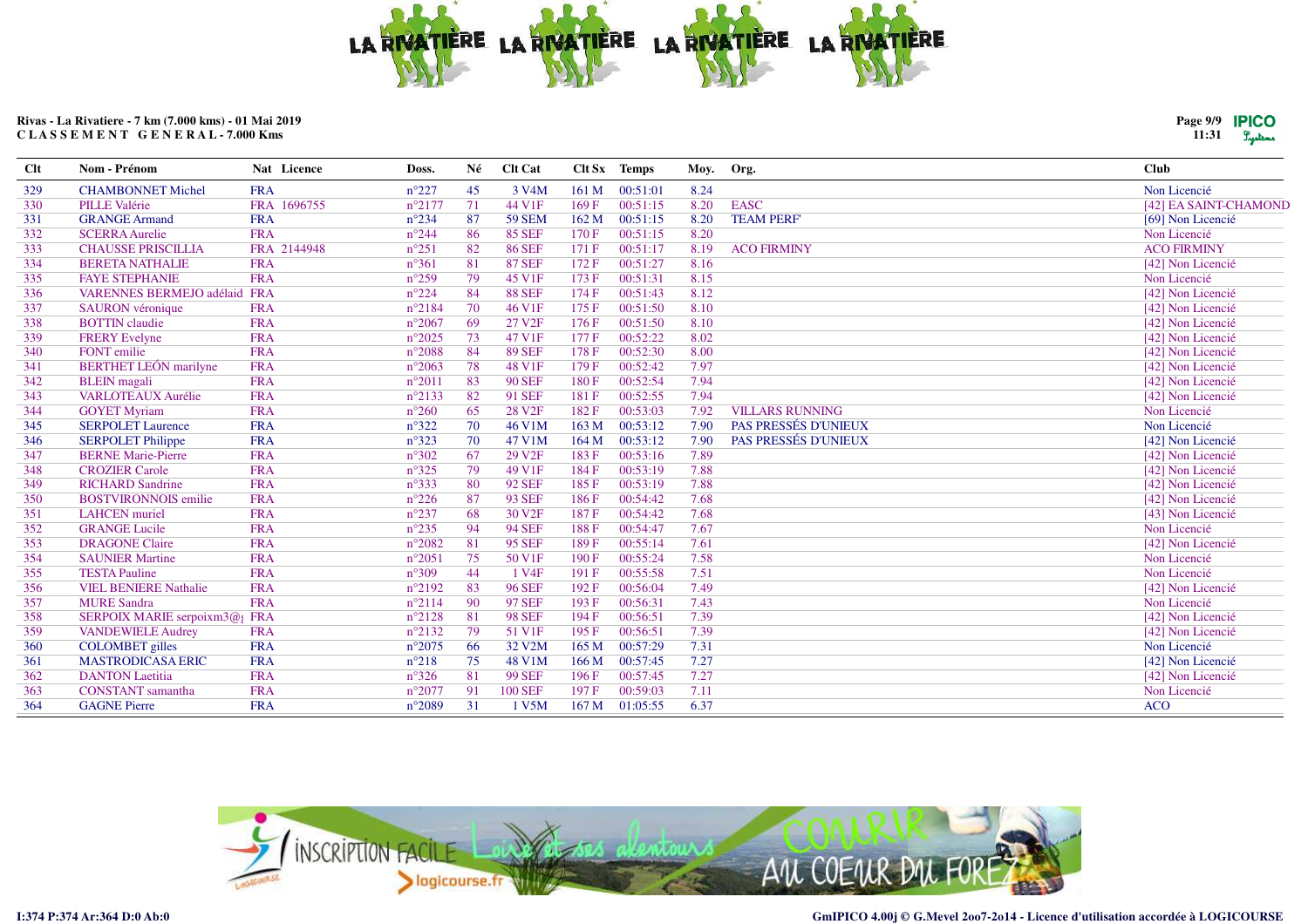Rivas - La Rivatiere - 7 km (7.000 kms) - 01 Mai 2019
C L A S S E M E N T G E N E R A L - 7.000 Kms

| Clt | Nom - Prénom | Nat | Licence | Doss. | Né | Clt Cat | Clt Sx | Temps | Moy. | Org. | Club |
|---|---|---|---|---|---|---|---|---|---|---|---|
| 329 | CHAMBONNET Michel | FRA | | n°227 | 45 | 3 V4M | 161 M | 00:51:01 | 8.24 | | Non Licencié |
| 330 | PILLE Valérie | FRA | 1696755 | n°2177 | 71 | 44 V1F | 169 F | 00:51:15 | 8.20 | EASC | [42] EA SAINT-CHAMOND |
| 331 | GRANGE Armand | FRA | | n°234 | 87 | 59 SEM | 162 M | 00:51:15 | 8.20 | TEAM PERF' | [69] Non Licencié |
| 332 | SCERRA Aurelie | FRA | | n°244 | 86 | 85 SEF | 170 F | 00:51:15 | 8.20 | | Non Licencié |
| 333 | CHAUSSE PRISCILLIA | FRA | 2144948 | n°251 | 82 | 86 SEF | 171 F | 00:51:17 | 8.19 | ACO FIRMINY | ACO FIRMINY |
| 334 | BERETA NATHALIE | FRA | | n°361 | 81 | 87 SEF | 172 F | 00:51:27 | 8.16 | | [42] Non Licencié |
| 335 | FAYE STEPHANIE | FRA | | n°259 | 79 | 45 V1F | 173 F | 00:51:31 | 8.15 | | Non Licencié |
| 336 | VARENNES BERMEJO adélaid | FRA | | n°224 | 84 | 88 SEF | 174 F | 00:51:43 | 8.12 | | [42] Non Licencié |
| 337 | SAURON véronique | FRA | | n°2184 | 70 | 46 V1F | 175 F | 00:51:50 | 8.10 | | [42] Non Licencié |
| 338 | BOTTIN claudie | FRA | | n°2067 | 69 | 27 V2F | 176 F | 00:51:50 | 8.10 | | [42] Non Licencié |
| 339 | FRERY Evelyne | FRA | | n°2025 | 73 | 47 V1F | 177 F | 00:52:22 | 8.02 | | [42] Non Licencié |
| 340 | FONT emilie | FRA | | n°2088 | 84 | 89 SEF | 178 F | 00:52:30 | 8.00 | | [42] Non Licencié |
| 341 | BERTHET LEÓN marilyne | FRA | | n°2063 | 78 | 48 V1F | 179 F | 00:52:42 | 7.97 | | [42] Non Licencié |
| 342 | BLEIN magali | FRA | | n°2011 | 83 | 90 SEF | 180 F | 00:52:54 | 7.94 | | [42] Non Licencié |
| 343 | VARLOTEAUX Aurélie | FRA | | n°2133 | 82 | 91 SEF | 181 F | 00:52:55 | 7.94 | | [42] Non Licencié |
| 344 | GOYET Myriam | FRA | | n°260 | 65 | 28 V2F | 182 F | 00:53:03 | 7.92 | VILLARS RUNNING | Non Licencié |
| 345 | SERPOLET Laurence | FRA | | n°322 | 70 | 46 V1M | 163 M | 00:53:12 | 7.90 | PAS PRESSÉS D'UNIEUX | Non Licencié |
| 346 | SERPOLET Philippe | FRA | | n°323 | 70 | 47 V1M | 164 M | 00:53:12 | 7.90 | PAS PRESSÉS D'UNIEUX | [42] Non Licencié |
| 347 | BERNE Marie-Pierre | FRA | | n°302 | 67 | 29 V2F | 183 F | 00:53:16 | 7.89 | | [42] Non Licencié |
| 348 | CROZIER Carole | FRA | | n°325 | 79 | 49 V1F | 184 F | 00:53:19 | 7.88 | | [42] Non Licencié |
| 349 | RICHARD Sandrine | FRA | | n°333 | 80 | 92 SEF | 185 F | 00:53:19 | 7.88 | | [42] Non Licencié |
| 350 | BOSTVIRONNOIS emilie | FRA | | n°226 | 87 | 93 SEF | 186 F | 00:54:42 | 7.68 | | [42] Non Licencié |
| 351 | LAHCEN muriel | FRA | | n°237 | 68 | 30 V2F | 187 F | 00:54:42 | 7.68 | | [43] Non Licencié |
| 352 | GRANGE Lucile | FRA | | n°235 | 94 | 94 SEF | 188 F | 00:54:47 | 7.67 | | Non Licencié |
| 353 | DRAGONE Claire | FRA | | n°2082 | 81 | 95 SEF | 189 F | 00:55:14 | 7.61 | | [42] Non Licencié |
| 354 | SAUNIER Martine | FRA | | n°2051 | 75 | 50 V1F | 190 F | 00:55:24 | 7.58 | | Non Licencié |
| 355 | TESTA Pauline | FRA | | n°309 | 44 | 1 V4F | 191 F | 00:55:58 | 7.51 | | Non Licencié |
| 356 | VIEL BENIERE Nathalie | FRA | | n°2192 | 83 | 96 SEF | 192 F | 00:56:04 | 7.49 | | [42] Non Licencié |
| 357 | MURE Sandra | FRA | | n°2114 | 90 | 97 SEF | 193 F | 00:56:31 | 7.43 | | Non Licencié |
| 358 | SERPOIX MARIE serpoixm3@ | FRA | | n°2128 | 81 | 98 SEF | 194 F | 00:56:51 | 7.39 | | [42] Non Licencié |
| 359 | VANDEWIELE Audrey | FRA | | n°2132 | 79 | 51 V1F | 195 F | 00:56:51 | 7.39 | | [42] Non Licencié |
| 360 | COLOMBET gilles | FRA | | n°2075 | 66 | 32 V2M | 165 M | 00:57:29 | 7.31 | | Non Licencié |
| 361 | MASTRODICASA ERIC | FRA | | n°218 | 75 | 48 V1M | 166 M | 00:57:45 | 7.27 | | [42] Non Licencié |
| 362 | DANTON Laetitia | FRA | | n°326 | 81 | 99 SEF | 196 F | 00:57:45 | 7.27 | | [42] Non Licencié |
| 363 | CONSTANT samantha | FRA | | n°2077 | 91 | 100 SEF | 197 F | 00:59:03 | 7.11 | | Non Licencié |
| 364 | GAGNE Pierre | FRA | | n°2089 | 31 | 1 V5M | 167 M | 01:05:55 | 6.37 | | ACO |

I:374 P:374 Ar:364 D:0 Ab:0

GmIPICO 4.00j © G.Mevel 2oo7-2o14 - Licence d'utilisation accordée à LOGICOURSE